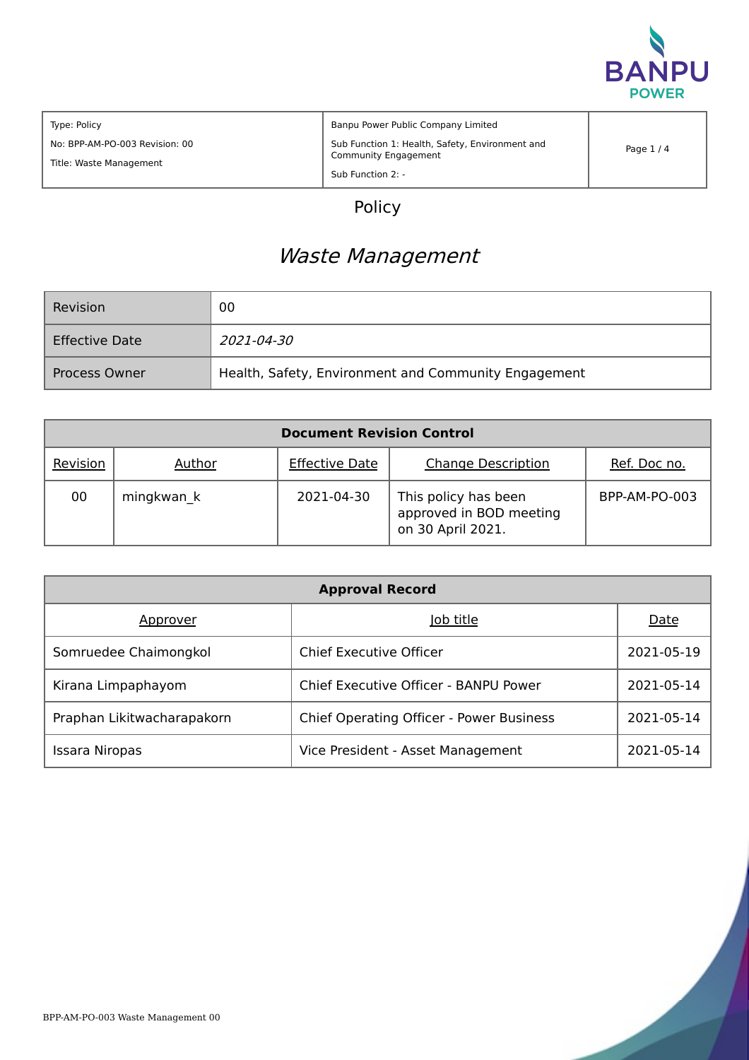| Type: Policy<br>No: BPP-AM-PO-003 Revision: 00<br>Title: Waste Management | Banpu Power Public Company Limited<br>Sub Function 1: Health, Safety, Environment and Community Engagement<br>Sub Function 2: - |
|---|---|

# Policy

## *Waste Management*

| Revision | 00 |
|---|---|
| Effective Date | *2021-04-30* |
| Process Owner | Health, Safety, Environment and Community Engagement |

| **Document Revision Control** | | | | |
|---|---|---|---|---|
| Revision | Author | Effective Date | Change Description | Ref. Doc no. |
| 00 | mingkwan_k | 2021-04-30 | This policy has been approved in BOD meeting on 30 April 2021. | BPP-AM-PO-003 |

| **Approval Record** | | |
|---|---|---|
| Approver | Job title | Date |
| Somruedee Chaimongkol | Chief Executive Officer | 2021-05-19 |
| Kirana Limpaphayom | Chief Executive Officer - BANPU Power | 2021-05-14 |
| Praphan Likitwacharapakorn | Chief Operating Officer - Power Business | 2021-05-14 |
| Issara Niropas | Vice President - Asset Management | 2021-05-14 |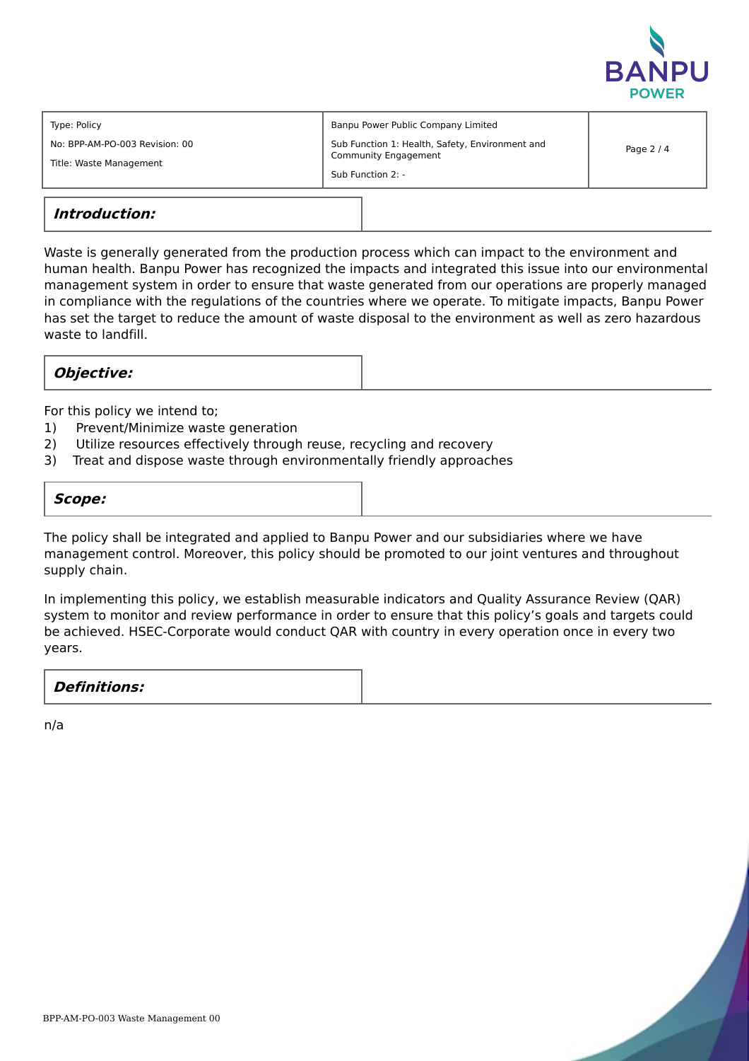## Introduction:

Waste is generally generated from the production process which can impact to the environment and human health. Banpu Power has recognized the impacts and integrated this issue into our environmental management system in order to ensure that waste generated from our operations are properly managed in compliance with the regulations of the countries where we operate. To mitigate impacts, Banpu Power has set the target to reduce the amount of waste disposal to the environment as well as zero hazardous waste to landfill.

## Objective:

For this policy we intend to;

1) Prevent/Minimize waste generation
2) Utilize resources effectively through reuse, recycling and recovery
3) Treat and dispose waste through environmentally friendly approaches

## Scope:

The policy shall be integrated and applied to Banpu Power and our subsidiaries where we have management control. Moreover, this policy should be promoted to our joint ventures and throughout supply chain.

In implementing this policy, we establish measurable indicators and Quality Assurance Review (QAR) system to monitor and review performance in order to ensure that this policy's goals and targets could be achieved. HSEC-Corporate would conduct QAR with country in every operation once in every two years.

## Definitions:

n/a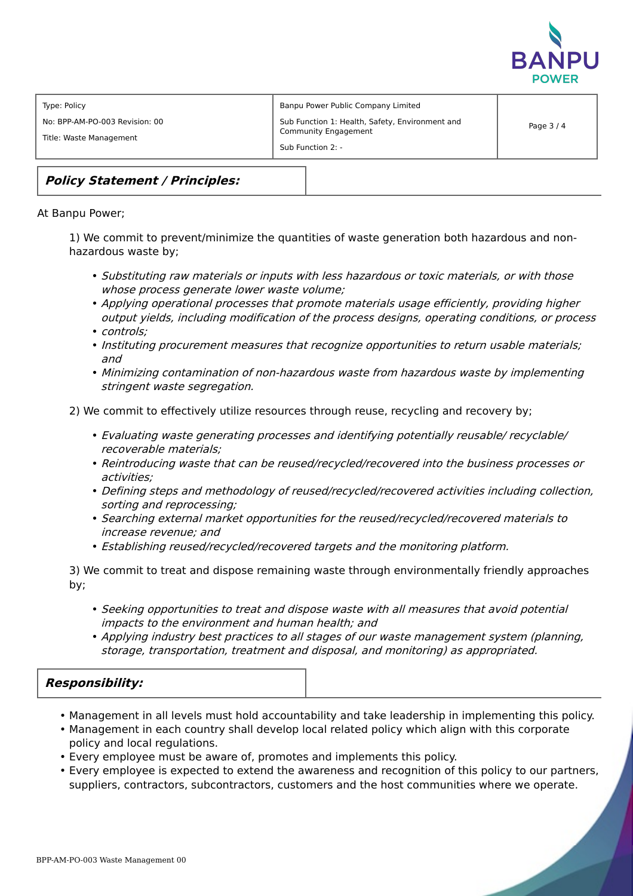| Type: Policy<br>No: BPP-AM-PO-003 Revision: 00<br>Title: Waste Management | Banpu Power Public Company Limited<br>Sub Function 1: Health, Safety, Environment and Community Engagement<br>Sub Function 2: - |
|---|---|

## ***Policy Statement / Principles:***

At Banpu Power;

1) We commit to prevent/minimize the quantities of waste generation both hazardous and non-hazardous waste by;

- *Substituting raw materials or inputs with less hazardous or toxic materials, or with those whose process generate lower waste volume;*
- *Applying operational processes that promote materials usage efficiently, providing higher output yields, including modification of the process designs, operating conditions, or process*
- *controls;*
- *Instituting procurement measures that recognize opportunities to return usable materials; and*
- *Minimizing contamination of non-hazardous waste from hazardous waste by implementing stringent waste segregation.*

2) We commit to effectively utilize resources through reuse, recycling and recovery by;

- *Evaluating waste generating processes and identifying potentially reusable/ recyclable/ recoverable materials;*
- *Reintroducing waste that can be reused/recycled/recovered into the business processes or activities;*
- *Defining steps and methodology of reused/recycled/recovered activities including collection, sorting and reprocessing;*
- *Searching external market opportunities for the reused/recycled/recovered materials to increase revenue; and*
- *Establishing reused/recycled/recovered targets and the monitoring platform.*

3) We commit to treat and dispose remaining waste through environmentally friendly approaches by;

- *Seeking opportunities to treat and dispose waste with all measures that avoid potential impacts to the environment and human health; and*
- *Applying industry best practices to all stages of our waste management system (planning, storage, transportation, treatment and disposal, and monitoring) as appropriated.*

## ***Responsibility:***

- Management in all levels must hold accountability and take leadership in implementing this policy.
- Management in each country shall develop local related policy which align with this corporate policy and local regulations.
- Every employee must be aware of, promotes and implements this policy.
- Every employee is expected to extend the awareness and recognition of this policy to our partners, suppliers, contractors, subcontractors, customers and the host communities where we operate.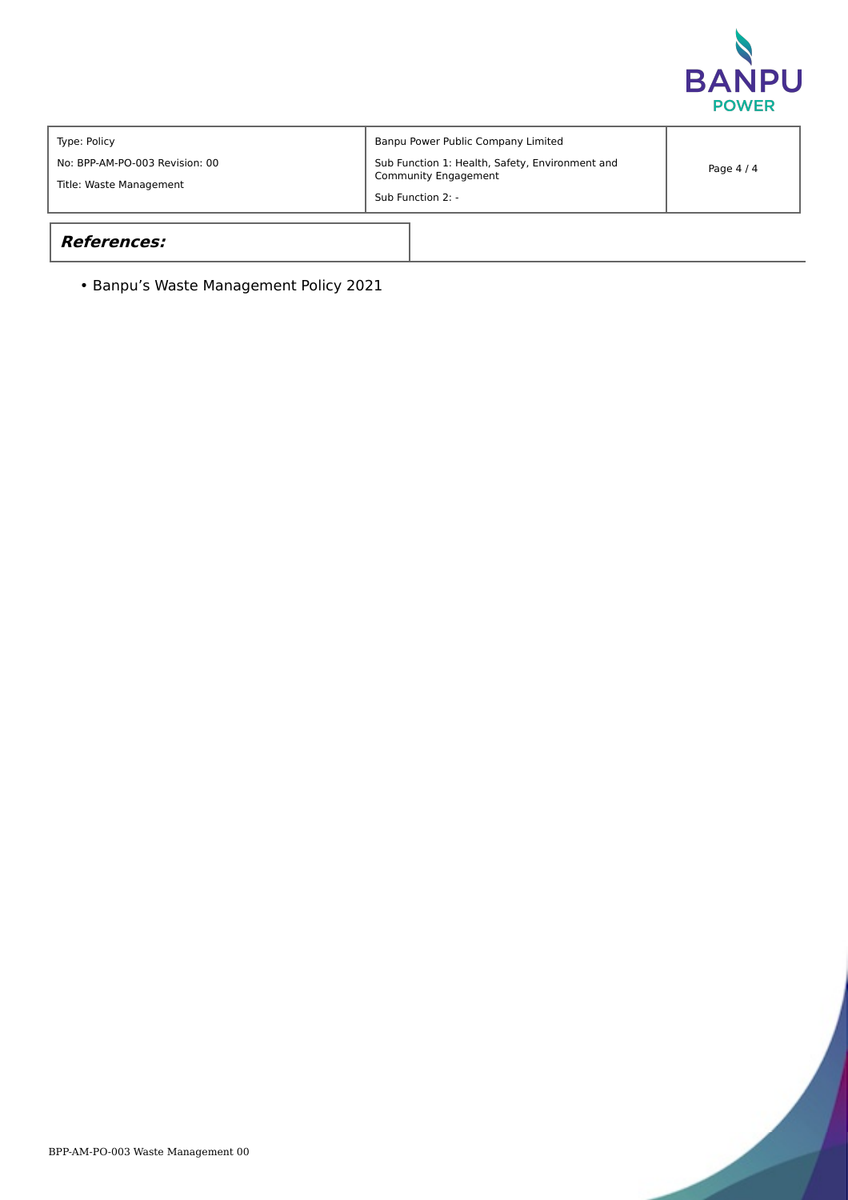***References:***

- Banpu’s Waste Management Policy 2021